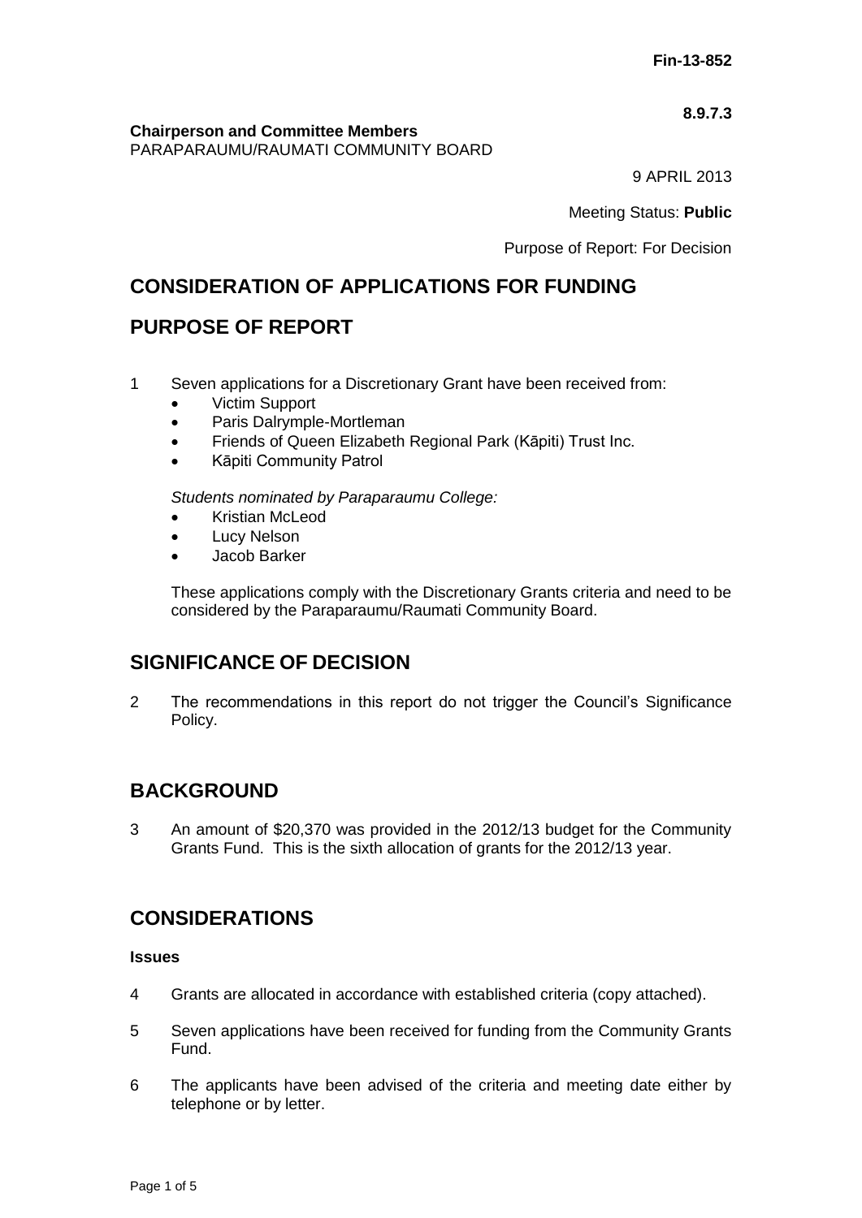**Fin-13-852**

**8.9.7.3**

**Chairperson and Committee Members**
PARAPARAUMU/RAUMATI COMMUNITY BOARD

9 APRIL 2013

Meeting Status: **Public**

Purpose of Report: For Decision

## CONSIDERATION OF APPLICATIONS FOR FUNDING

## PURPOSE OF REPORT

1 Seven applications for a Discretionary Grant have been received from:

- Victim Support
- Paris Dalrymple-Mortleman
- Friends of Queen Elizabeth Regional Park (Kāpiti) Trust Inc.
- Kāpiti Community Patrol

*Students nominated by Paraparaumu College:*

- Kristian McLeod
- Lucy Nelson
- Jacob Barker

These applications comply with the Discretionary Grants criteria and need to be considered by the Paraparaumu/Raumati Community Board.

## SIGNIFICANCE OF DECISION

2 The recommendations in this report do not trigger the Council's Significance Policy.

## BACKGROUND

3 An amount of $20,370 was provided in the 2012/13 budget for the Community Grants Fund. This is the sixth allocation of grants for the 2012/13 year.

## CONSIDERATIONS

### Issues

4 Grants are allocated in accordance with established criteria (copy attached).

5 Seven applications have been received for funding from the Community Grants Fund.

6 The applicants have been advised of the criteria and meeting date either by telephone or by letter.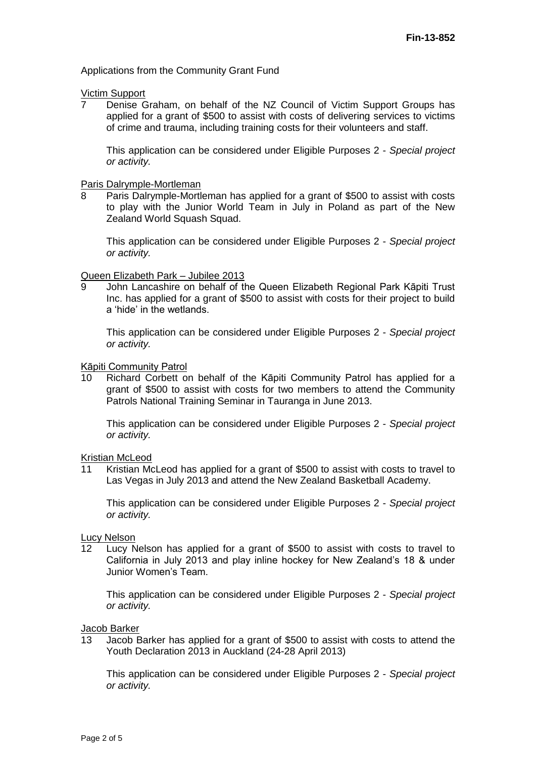Applications from the Community Grant Fund

Victim Support

7 Denise Graham, on behalf of the NZ Council of Victim Support Groups has applied for a grant of $500 to assist with costs of delivering services to victims of crime and trauma, including training costs for their volunteers and staff.

This application can be considered under Eligible Purposes 2 - *Special project or activity.*

Paris Dalrymple-Mortleman

8 Paris Dalrymple-Mortleman has applied for a grant of $500 to assist with costs to play with the Junior World Team in July in Poland as part of the New Zealand World Squash Squad.

This application can be considered under Eligible Purposes 2 - *Special project or activity.*

Queen Elizabeth Park – Jubilee 2013

9 John Lancashire on behalf of the Queen Elizabeth Regional Park Kāpiti Trust Inc. has applied for a grant of $500 to assist with costs for their project to build a 'hide' in the wetlands.

This application can be considered under Eligible Purposes 2 - *Special project or activity.*

Kāpiti Community Patrol

10 Richard Corbett on behalf of the Kāpiti Community Patrol has applied for a grant of $500 to assist with costs for two members to attend the Community Patrols National Training Seminar in Tauranga in June 2013.

This application can be considered under Eligible Purposes 2 - *Special project or activity.*

Kristian McLeod

11 Kristian McLeod has applied for a grant of $500 to assist with costs to travel to Las Vegas in July 2013 and attend the New Zealand Basketball Academy.

This application can be considered under Eligible Purposes 2 - *Special project or activity.*

Lucy Nelson

12 Lucy Nelson has applied for a grant of $500 to assist with costs to travel to California in July 2013 and play inline hockey for New Zealand's 18 & under Junior Women's Team.

This application can be considered under Eligible Purposes 2 - *Special project or activity.*

Jacob Barker

13 Jacob Barker has applied for a grant of $500 to assist with costs to attend the Youth Declaration 2013 in Auckland (24-28 April 2013)

This application can be considered under Eligible Purposes 2 - *Special project or activity.*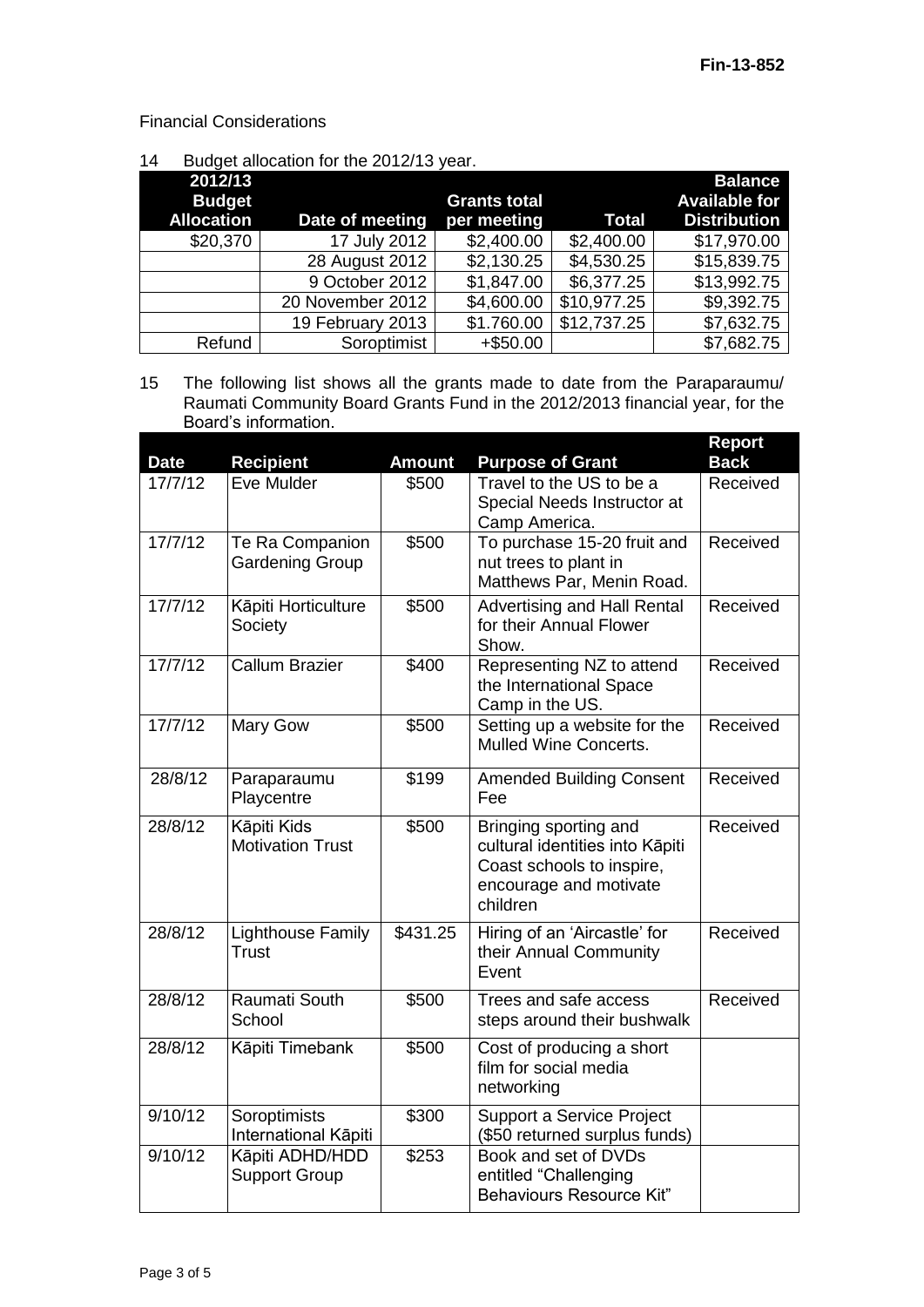Financial Considerations

14 Budget allocation for the 2012/13 year.

| 2012/13 Budget Allocation | Date of meeting | Grants total per meeting | Total | Balance Available for Distribution |
|---|---|---|---|---|
| $20,370 | 17 July 2012 | $2,400.00 | $2,400.00 | $17,970.00 |
| | 28 August 2012 | $2,130.25 | $4,530.25 | $15,839.75 |
| | 9 October 2012 | $1,847.00 | $6,377.25 | $13,992.75 |
| | 20 November 2012 | $4,600.00 | $10,977.25 | $9,392.75 |
| | 19 February 2013 | $1.760.00 | $12,737.25 | $7,632.75 |
| Refund | Soroptimist | +$50.00 | | $7,682.75 |

15 The following list shows all the grants made to date from the Paraparaumu/ Raumati Community Board Grants Fund in the 2012/2013 financial year, for the Board's information.

| Date | Recipient | Amount | Purpose of Grant | Report Back |
|---|---|---|---|---|
| 17/7/12 | Eve Mulder | $500 | Travel to the US to be a Special Needs Instructor at Camp America. | Received |
| 17/7/12 | Te Ra Companion Gardening Group | $500 | To purchase 15-20 fruit and nut trees to plant in Matthews Par, Menin Road. | Received |
| 17/7/12 | Kāpiti Horticulture Society | $500 | Advertising and Hall Rental for their Annual Flower Show. | Received |
| 17/7/12 | Callum Brazier | $400 | Representing NZ to attend the International Space Camp in the US. | Received |
| 17/7/12 | Mary Gow | $500 | Setting up a website for the Mulled Wine Concerts. | Received |
| 28/8/12 | Paraparaumu Playcentre | $199 | Amended Building Consent Fee | Received |
| 28/8/12 | Kāpiti Kids Motivation Trust | $500 | Bringing sporting and cultural identities into Kāpiti Coast schools to inspire, encourage and motivate children | Received |
| 28/8/12 | Lighthouse Family Trust | $431.25 | Hiring of an 'Aircastle' for their Annual Community Event | Received |
| 28/8/12 | Raumati South School | $500 | Trees and safe access steps around their bushwalk | Received |
| 28/8/12 | Kāpiti Timebank | $500 | Cost of producing a short film for social media networking | |
| 9/10/12 | Soroptimists International Kāpiti | $300 | Support a Service Project ($50 returned surplus funds) | |
| 9/10/12 | Kāpiti ADHD/HDD Support Group | $253 | Book and set of DVDs entitled "Challenging Behaviours Resource Kit" | |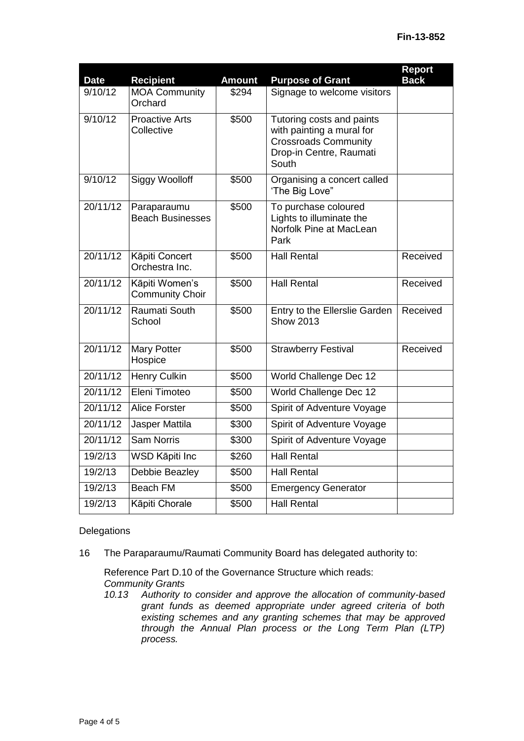| Date | Recipient | Amount | Purpose of Grant | Report Back |
|---|---|---|---|---|
| 9/10/12 | MOA Community Orchard | $294 | Signage to welcome visitors | |
| 9/10/12 | Proactive Arts Collective | $500 | Tutoring costs and paints with painting a mural for Crossroads Community Drop-in Centre, Raumati South | |
| 9/10/12 | Siggy Woolloff | $500 | Organising a concert called 'The Big Love" | |
| 20/11/12 | Paraparaumu Beach Businesses | $500 | To purchase coloured Lights to illuminate the Norfolk Pine at MacLean Park | |
| 20/11/12 | Kāpiti Concert Orchestra Inc. | $500 | Hall Rental | Received |
| 20/11/12 | Kāpiti Women's Community Choir | $500 | Hall Rental | Received |
| 20/11/12 | Raumati South School | $500 | Entry to the Ellerslie Garden Show 2013 | Received |
| 20/11/12 | Mary Potter Hospice | $500 | Strawberry Festival | Received |
| 20/11/12 | Henry Culkin | $500 | World Challenge Dec 12 | |
| 20/11/12 | Eleni Timoteo | $500 | World Challenge Dec 12 | |
| 20/11/12 | Alice Forster | $500 | Spirit of Adventure Voyage | |
| 20/11/12 | Jasper Mattila | $300 | Spirit of Adventure Voyage | |
| 20/11/12 | Sam Norris | $300 | Spirit of Adventure Voyage | |
| 19/2/13 | WSD Kāpiti Inc | $260 | Hall Rental | |
| 19/2/13 | Debbie Beazley | $500 | Hall Rental | |
| 19/2/13 | Beach FM | $500 | Emergency Generator | |
| 19/2/13 | Kāpiti Chorale | $500 | Hall Rental | |

Delegations

16 The Paraparaumu/Raumati Community Board has delegated authority to:

Reference Part D.10 of the Governance Structure which reads:
*Community Grants*
*10.13 Authority to consider and approve the allocation of community-based grant funds as deemed appropriate under agreed criteria of both existing schemes and any granting schemes that may be approved through the Annual Plan process or the Long Term Plan (LTP) process.*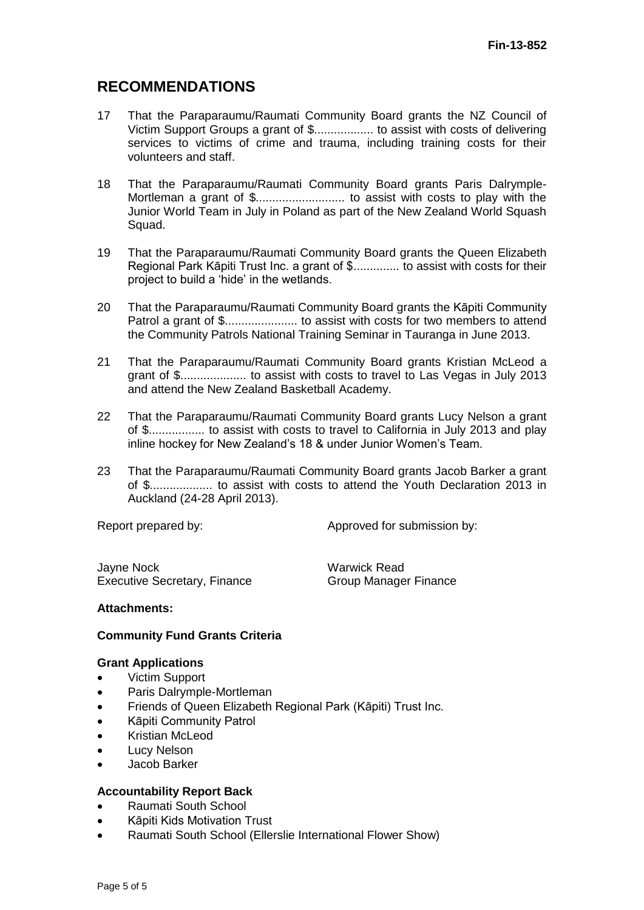## RECOMMENDATIONS

17 That the Paraparaumu/Raumati Community Board grants the NZ Council of Victim Support Groups a grant of $.................. to assist with costs of delivering services to victims of crime and trauma, including training costs for their volunteers and staff.

18 That the Paraparaumu/Raumati Community Board grants Paris Dalrymple-Mortleman a grant of $........................... to assist with costs to play with the Junior World Team in July in Poland as part of the New Zealand World Squash Squad.

19 That the Paraparaumu/Raumati Community Board grants the Queen Elizabeth Regional Park Kāpiti Trust Inc. a grant of $.............. to assist with costs for their project to build a 'hide' in the wetlands.

20 That the Paraparaumu/Raumati Community Board grants the Kāpiti Community Patrol a grant of $...................... to assist with costs for two members to attend the Community Patrols National Training Seminar in Tauranga in June 2013.

21 That the Paraparaumu/Raumati Community Board grants Kristian McLeod a grant of $.................... to assist with costs to travel to Las Vegas in July 2013 and attend the New Zealand Basketball Academy.

22 That the Paraparaumu/Raumati Community Board grants Lucy Nelson a grant of $................. to assist with costs to travel to California in July 2013 and play inline hockey for New Zealand's 18 & under Junior Women's Team.

23 That the Paraparaumu/Raumati Community Board grants Jacob Barker a grant of $................... to assist with costs to attend the Youth Declaration 2013 in Auckland (24-28 April 2013).

| Report prepared by: | Approved for submission by: |
|---|---|
| Jayne Nock | Warwick Read |
| Executive Secretary, Finance | Group Manager Finance |

**Attachments:**

**Community Fund Grants Criteria**

**Grant Applications**

- Victim Support
- Paris Dalrymple-Mortleman
- Friends of Queen Elizabeth Regional Park (Kāpiti) Trust Inc.
- Kāpiti Community Patrol
- Kristian McLeod
- Lucy Nelson
- Jacob Barker

**Accountability Report Back**

- Raumati South School
- Kāpiti Kids Motivation Trust
- Raumati South School (Ellerslie International Flower Show)